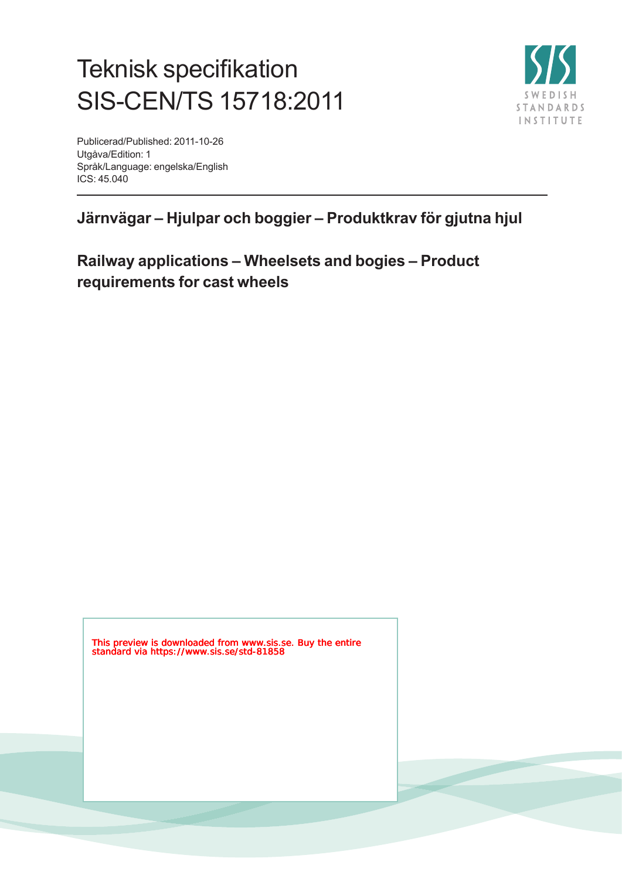# Teknisk specifikation SIS-CEN/TS 15718:2011

Publicerad/Published: 2011-10-26
Utgåva/Edition: 1
Språk/Language: engelska/English
ICS: 45.040

## Järnvägar – Hjulpar och boggier – Produktkrav för gjutna hjul

## Railway applications – Wheelsets and bogies – Product requirements for cast wheels

This preview is downloaded from www.sis.se. Buy the entire standard via https://www.sis.se/std-81858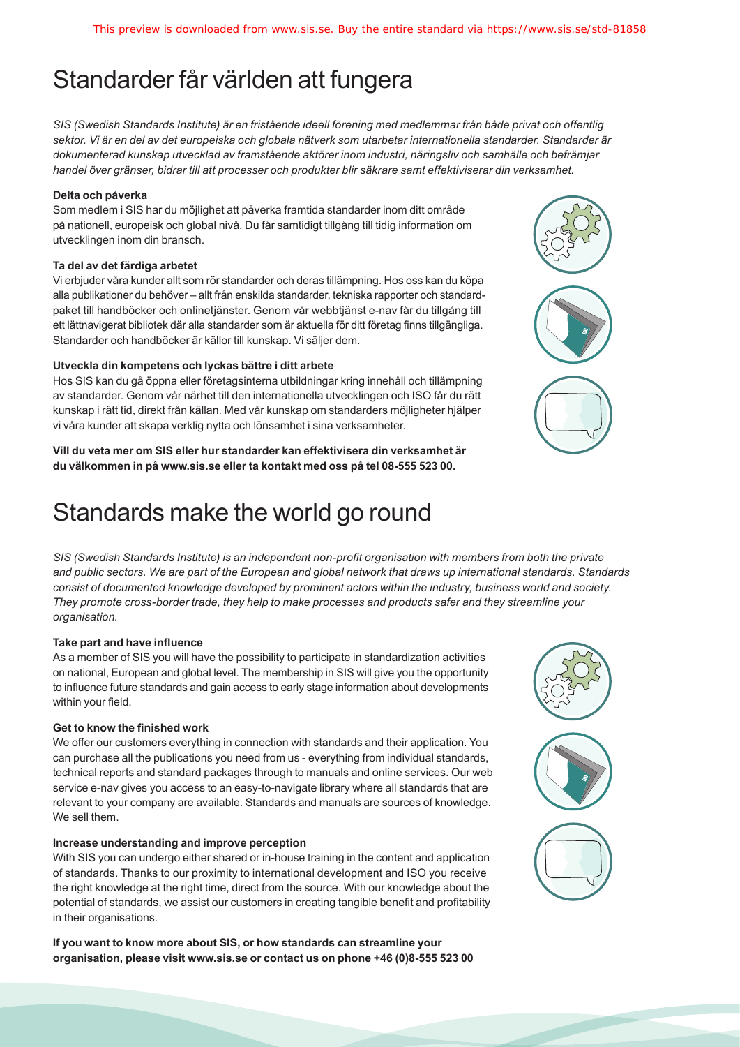# Standarder får världen att fungera

*SIS (Swedish Standards Institute) är en fristående ideell förening med medlemmar från både privat och offentlig sektor. Vi är en del av det europeiska och globala nätverk som utarbetar internationella standarder. Standarder är dokumenterad kunskap utvecklad av framstående aktörer inom industri, näringsliv och samhälle och befrämjar handel över gränser, bidrar till att processer och produkter blir säkrare samt effektiviserar din verksamhet.*

**Delta och påverka**

Som medlem i SIS har du möjlighet att påverka framtida standarder inom ditt område på nationell, europeisk och global nivå. Du får samtidigt tillgång till tidig information om utvecklingen inom din bransch.

**Ta del av det färdiga arbetet**

Vi erbjuder våra kunder allt som rör standarder och deras tillämpning. Hos oss kan du köpa alla publikationer du behöver – allt från enskilda standarder, tekniska rapporter och standardpaket till handböcker och onlinetjänster. Genom vår webbtjänst e-nav får du tillgång till ett lättnavigerat bibliotek där alla standarder som är aktuella för ditt företag finns tillgängliga. Standarder och handböcker är källor till kunskap. Vi säljer dem.

**Utveckla din kompetens och lyckas bättre i ditt arbete**

Hos SIS kan du gå öppna eller företagsinterna utbildningar kring innehåll och tillämpning av standarder. Genom vår närhet till den internationella utvecklingen och ISO får du rätt kunskap i rätt tid, direkt från källan. Med vår kunskap om standarders möjligheter hjälper vi våra kunder att skapa verklig nytta och lönsamhet i sina verksamheter.

**Vill du veta mer om SIS eller hur standarder kan effektivisera din verksamhet är du välkommen in på www.sis.se eller ta kontakt med oss på tel 08-555 523 00.**

# Standards make the world go round

*SIS (Swedish Standards Institute) is an independent non-profit organisation with members from both the private and public sectors. We are part of the European and global network that draws up international standards. Standards consist of documented knowledge developed by prominent actors within the industry, business world and society. They promote cross-border trade, they help to make processes and products safer and they streamline your organisation.*

**Take part and have influence**

As a member of SIS you will have the possibility to participate in standardization activities on national, European and global level. The membership in SIS will give you the opportunity to influence future standards and gain access to early stage information about developments within your field.

**Get to know the finished work**

We offer our customers everything in connection with standards and their application. You can purchase all the publications you need from us - everything from individual standards, technical reports and standard packages through to manuals and online services. Our web service e-nav gives you access to an easy-to-navigate library where all standards that are relevant to your company are available. Standards and manuals are sources of knowledge. We sell them.

**Increase understanding and improve perception**

With SIS you can undergo either shared or in-house training in the content and application of standards. Thanks to our proximity to international development and ISO you receive the right knowledge at the right time, direct from the source. With our knowledge about the potential of standards, we assist our customers in creating tangible benefit and profitability in their organisations.

**If you want to know more about SIS, or how standards can streamline your organisation, please visit www.sis.se or contact us on phone +46 (0)8-555 523 00**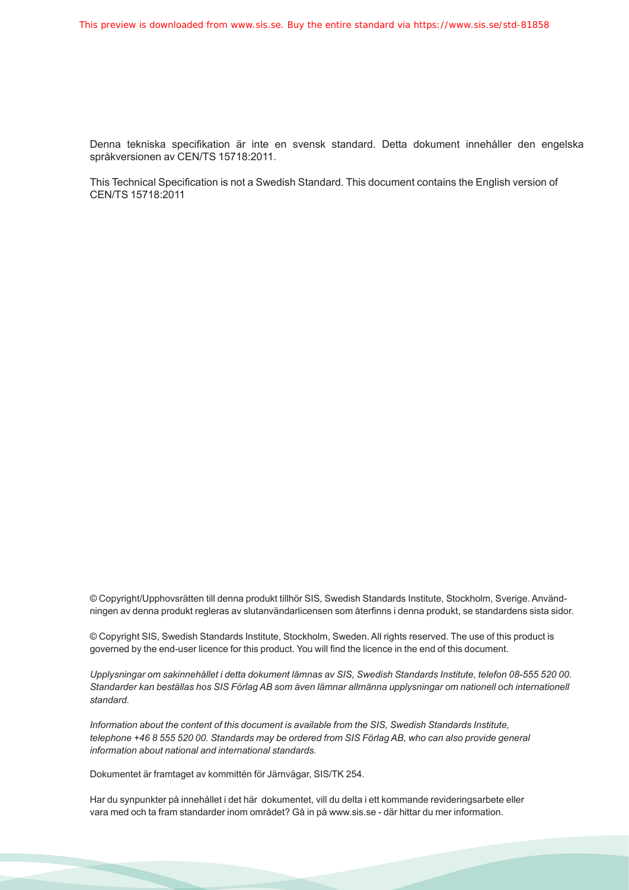Denna tekniska specifikation är inte en svensk standard. Detta dokument innehåller den engelska språkversionen av CEN/TS 15718:2011.

This Technical Specification is not a Swedish Standard. This document contains the English version of CEN/TS 15718:2011

© Copyright/Upphovsrätten till denna produkt tillhör SIS, Swedish Standards Institute, Stockholm, Sverige. Användningen av denna produkt regleras av slutanvändarlicensen som återfinns i denna produkt, se standardens sista sidor.

© Copyright SIS, Swedish Standards Institute, Stockholm, Sweden. All rights reserved. The use of this product is governed by the end-user licence for this product. You will find the licence in the end of this document.

*Upplysningar om sakinnehållet i detta dokument lämnas av SIS, Swedish Standards Institute, telefon 08-555 520 00. Standarder kan beställas hos SIS Förlag AB som även lämnar allmänna upplysningar om nationell och internationell standard.*

*Information about the content of this document is available from the SIS, Swedish Standards Institute, telephone +46 8 555 520 00. Standards may be ordered from SIS Förlag AB, who can also provide general information about national and international standards.*

Dokumentet är framtaget av kommittén för Järnvägar, SIS/TK 254.

Har du synpunkter på innehållet i det här dokumentet, vill du delta i ett kommande revideringsarbete eller vara med och ta fram standarder inom området? Gå in på www.sis.se - där hittar du mer information.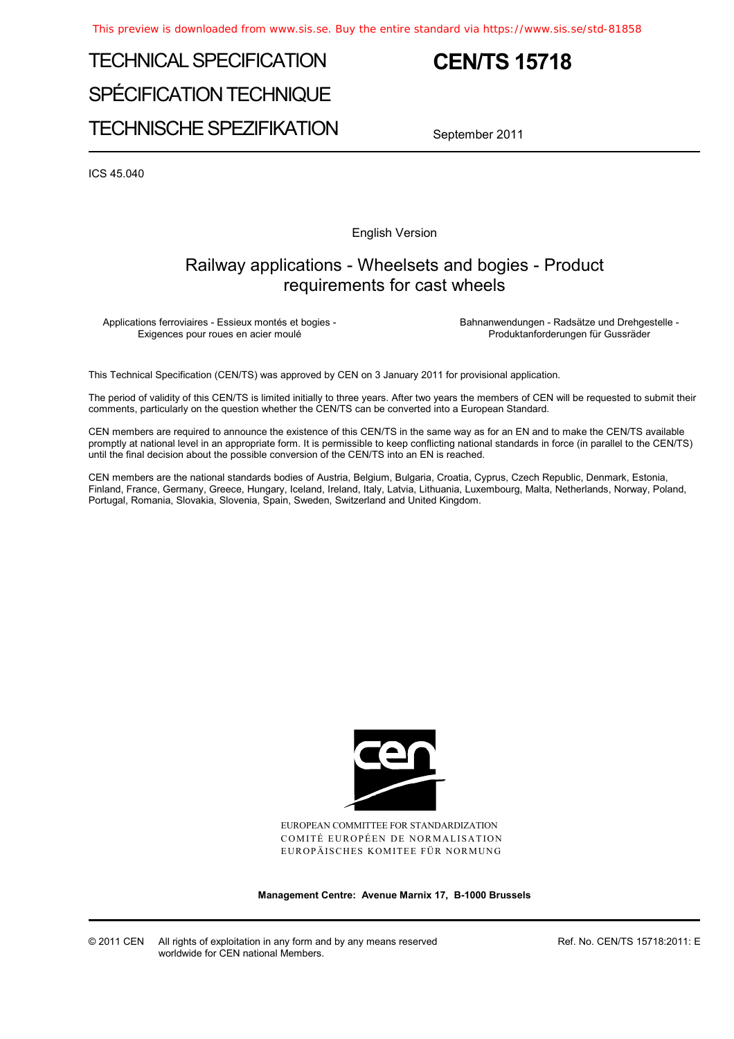# TECHNICAL SPECIFICATION

# SPÉCIFICATION TECHNIQUE

# TECHNISCHE SPEZIFIKATION

# CEN/TS 15718

September 2011

ICS 45.040

English Version

## Railway applications - Wheelsets and bogies - Product requirements for cast wheels

Applications ferroviaires - Essieux montés et bogies - Exigences pour roues en acier moulé

Bahnanwendungen - Radsätze und Drehgestelle - Produktanforderungen für Gussräder

This Technical Specification (CEN/TS) was approved by CEN on 3 January 2011 for provisional application.

The period of validity of this CEN/TS is limited initially to three years. After two years the members of CEN will be requested to submit their comments, particularly on the question whether the CEN/TS can be converted into a European Standard.

CEN members are required to announce the existence of this CEN/TS in the same way as for an EN and to make the CEN/TS available promptly at national level in an appropriate form. It is permissible to keep conflicting national standards in force (in parallel to the CEN/TS) until the final decision about the possible conversion of the CEN/TS into an EN is reached.

CEN members are the national standards bodies of Austria, Belgium, Bulgaria, Croatia, Cyprus, Czech Republic, Denmark, Estonia, Finland, France, Germany, Greece, Hungary, Iceland, Ireland, Italy, Latvia, Lithuania, Luxembourg, Malta, Netherlands, Norway, Poland, Portugal, Romania, Slovakia, Slovenia, Spain, Sweden, Switzerland and United Kingdom.

EUROPEAN COMMITTEE FOR STANDARDIZATION
COMITÉ EUROPÉEN DE NORMALISATION
EUROPÄISCHES KOMITEE FÜR NORMUNG

**Management Centre: Avenue Marnix 17, B-1000 Brussels**

© 2011 CEN All rights of exploitation in any form and by any means reserved worldwide for CEN national Members.

Ref. No. CEN/TS 15718:2011: E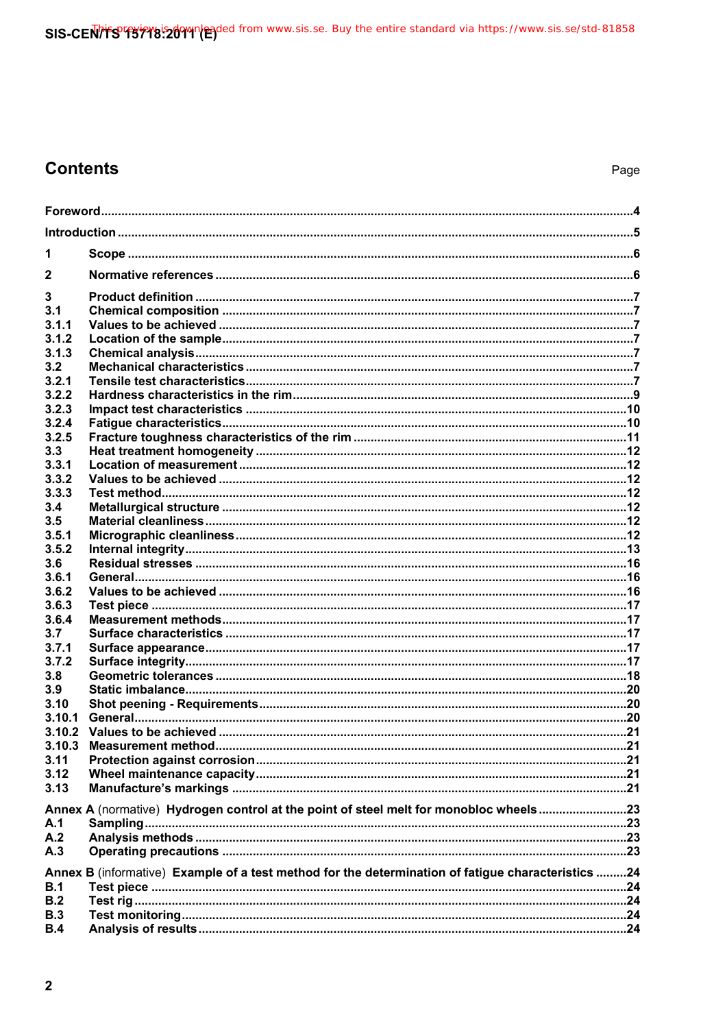# Contents

Page

Foreword ... 4

Introduction ... 5

1 Scope ... 6

2 Normative references ... 6

3 Product definition ... 7
- 3.1 Chemical composition ... 7
- 3.1.1 Values to be achieved ... 7
- 3.1.2 Location of the sample ... 7
- 3.1.3 Chemical analysis ... 7
- 3.2 Mechanical characteristics ... 7
- 3.2.1 Tensile test characteristics ... 7
- 3.2.2 Hardness characteristics in the rim ... 9
- 3.2.3 Impact test characteristics ... 10
- 3.2.4 Fatigue characteristics ... 10
- 3.2.5 Fracture toughness characteristics of the rim ... 11
- 3.3 Heat treatment homogeneity ... 12
- 3.3.1 Location of measurement ... 12
- 3.3.2 Values to be achieved ... 12
- 3.3.3 Test method ... 12
- 3.4 Metallurgical structure ... 12
- 3.5 Material cleanliness ... 12
- 3.5.1 Micrographic cleanliness ... 12
- 3.5.2 Internal integrity ... 13
- 3.6 Residual stresses ... 16
- 3.6.1 General ... 16
- 3.6.2 Values to be achieved ... 16
- 3.6.3 Test piece ... 17
- 3.6.4 Measurement methods ... 17
- 3.7 Surface characteristics ... 17
- 3.7.1 Surface appearance ... 17
- 3.7.2 Surface integrity ... 17
- 3.8 Geometric tolerances ... 18
- 3.9 Static imbalance ... 20
- 3.10 Shot peening - Requirements ... 20
- 3.10.1 General ... 20
- 3.10.2 Values to be achieved ... 21
- 3.10.3 Measurement method ... 21
- 3.11 Protection against corrosion ... 21
- 3.12 Wheel maintenance capacity ... 21
- 3.13 Manufacture's markings ... 21

Annex A (normative) Hydrogen control at the point of steel melt for monobloc wheels ... 23
- A.1 Sampling ... 23
- A.2 Analysis methods ... 23
- A.3 Operating precautions ... 23

Annex B (informative) Example of a test method for the determination of fatigue characteristics ... 24
- B.1 Test piece ... 24
- B.2 Test rig ... 24
- B.3 Test monitoring ... 24
- B.4 Analysis of results ... 24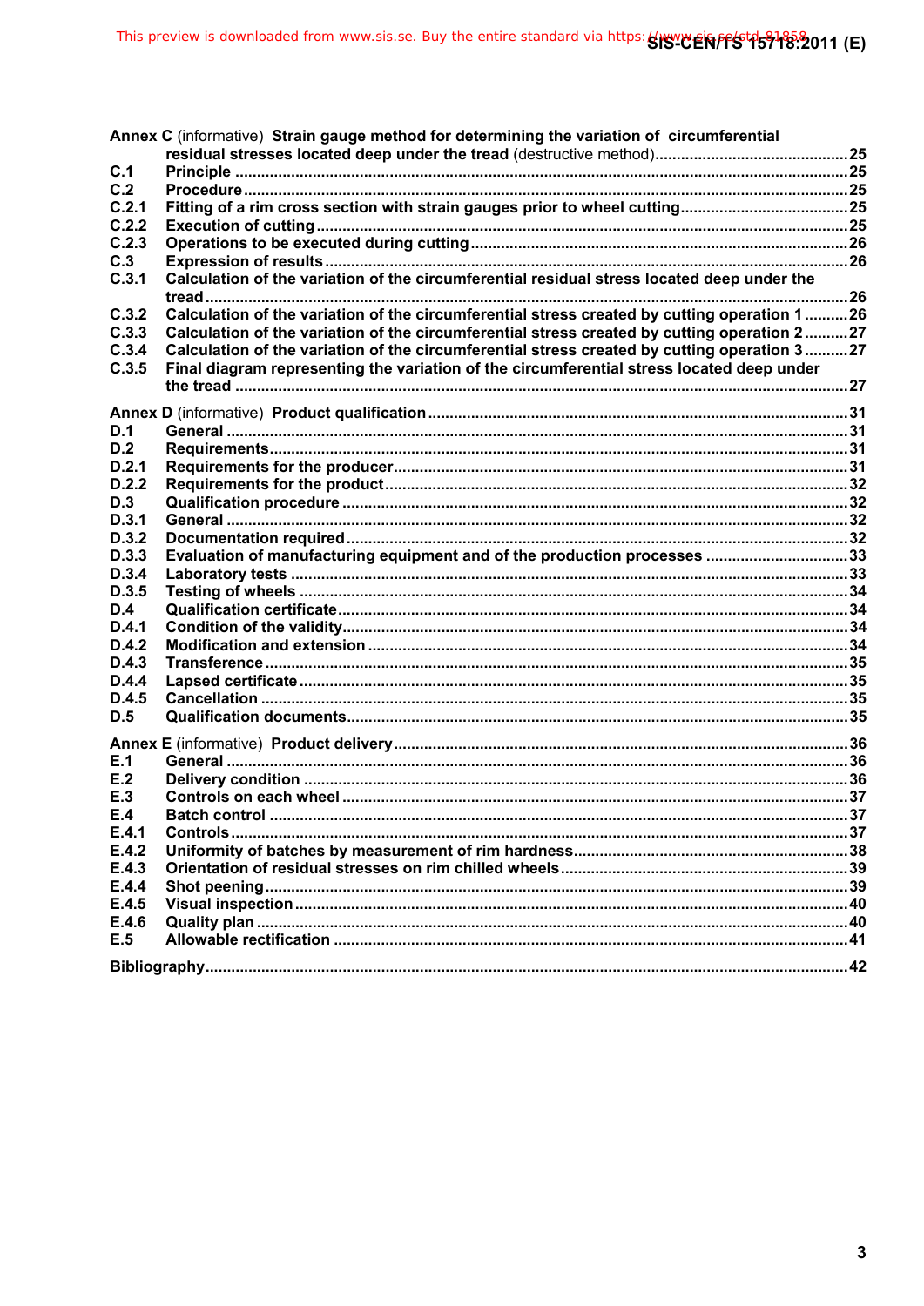**Annex C** (informative) **Strain gauge method for determining the variation of circumferential residual stresses located deep under the tread** (destructive method) ....... 25

- **C.1 Principle** ....... 25
- **C.2 Procedure** ....... 25
- **C.2.1 Fitting of a rim cross section with strain gauges prior to wheel cutting** ....... 25
- **C.2.2 Execution of cutting** ....... 25
- **C.2.3 Operations to be executed during cutting** ....... 26
- **C.3 Expression of results** ....... 26
- **C.3.1 Calculation of the variation of the circumferential residual stress located deep under the tread** ....... 26
- **C.3.2 Calculation of the variation of the circumferential stress created by cutting operation 1** ....... 26
- **C.3.3 Calculation of the variation of the circumferential stress created by cutting operation 2** ....... 27
- **C.3.4 Calculation of the variation of the circumferential stress created by cutting operation 3** ....... 27
- **C.3.5 Final diagram representing the variation of the circumferential stress located deep under the tread** ....... 27

**Annex D** (informative) **Product qualification** ....... 31

- **D.1 General** ....... 31
- **D.2 Requirements** ....... 31
- **D.2.1 Requirements for the producer** ....... 31
- **D.2.2 Requirements for the product** ....... 32
- **D.3 Qualification procedure** ....... 32
- **D.3.1 General** ....... 32
- **D.3.2 Documentation required** ....... 32
- **D.3.3 Evaluation of manufacturing equipment and of the production processes** ....... 33
- **D.3.4 Laboratory tests** ....... 33
- **D.3.5 Testing of wheels** ....... 34
- **D.4 Qualification certificate** ....... 34
- **D.4.1 Condition of the validity** ....... 34
- **D.4.2 Modification and extension** ....... 34
- **D.4.3 Transference** ....... 35
- **D.4.4 Lapsed certificate** ....... 35
- **D.4.5 Cancellation** ....... 35
- **D.5 Qualification documents** ....... 35

**Annex E** (informative) **Product delivery** ....... 36

- **E.1 General** ....... 36
- **E.2 Delivery condition** ....... 36
- **E.3 Controls on each wheel** ....... 37
- **E.4 Batch control** ....... 37
- **E.4.1 Controls** ....... 37
- **E.4.2 Uniformity of batches by measurement of rim hardness** ....... 38
- **E.4.3 Orientation of residual stresses on rim chilled wheels** ....... 39
- **E.4.4 Shot peening** ....... 39
- **E.4.5 Visual inspection** ....... 40
- **E.4.6 Quality plan** ....... 40
- **E.5 Allowable rectification** ....... 41

**Bibliography** ....... 42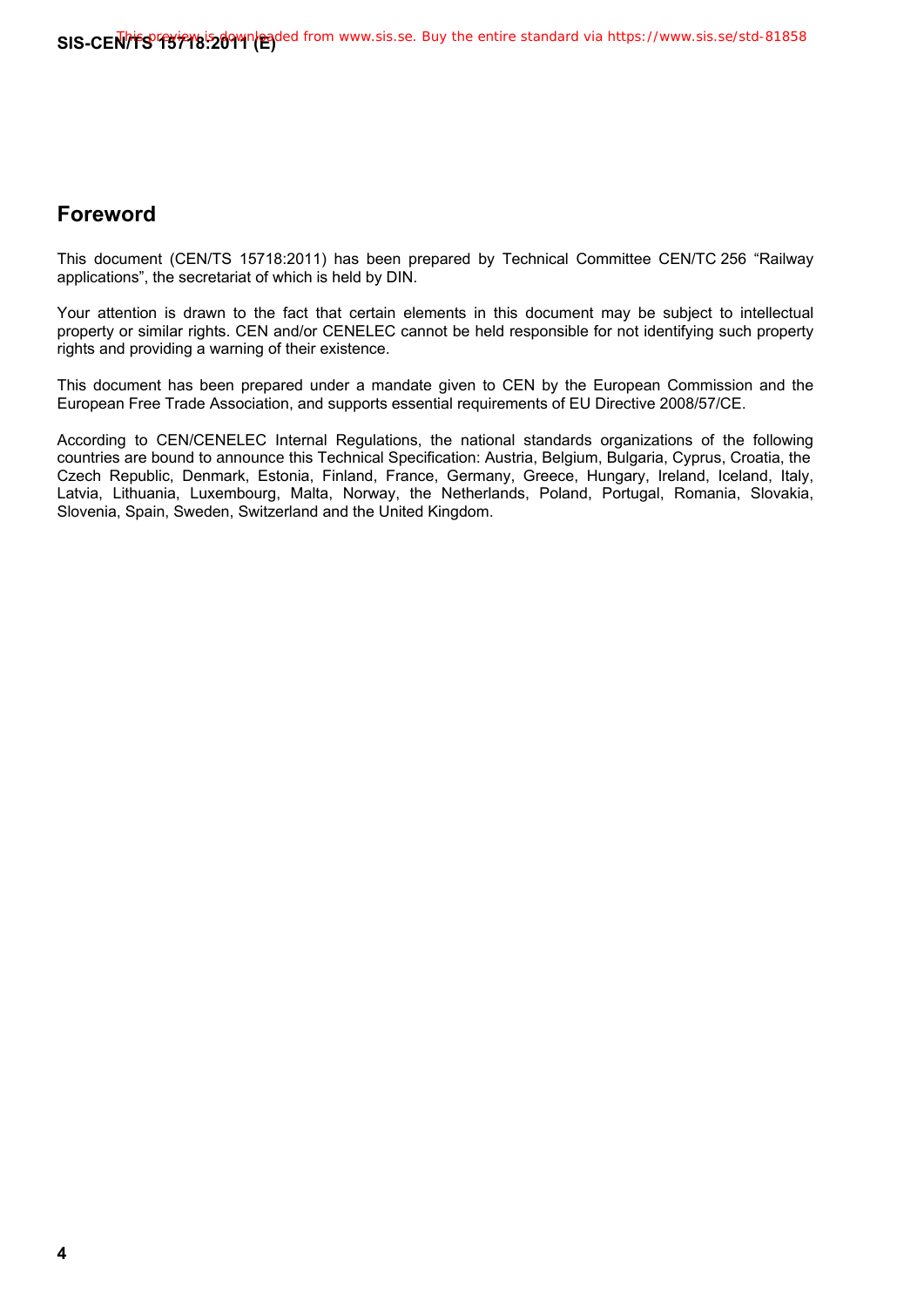## Foreword

This document (CEN/TS 15718:2011) has been prepared by Technical Committee CEN/TC 256 “Railway applications”, the secretariat of which is held by DIN.

Your attention is drawn to the fact that certain elements in this document may be subject to intellectual property or similar rights. CEN and/or CENELEC cannot be held responsible for not identifying such property rights and providing a warning of their existence.

This document has been prepared under a mandate given to CEN by the European Commission and the European Free Trade Association, and supports essential requirements of EU Directive 2008/57/CE.

According to CEN/CENELEC Internal Regulations, the national standards organizations of the following countries are bound to announce this Technical Specification: Austria, Belgium, Bulgaria, Cyprus, Croatia, the Czech Republic, Denmark, Estonia, Finland, France, Germany, Greece, Hungary, Ireland, Iceland, Italy, Latvia, Lithuania, Luxembourg, Malta, Norway, the Netherlands, Poland, Portugal, Romania, Slovakia, Slovenia, Spain, Sweden, Switzerland and the United Kingdom.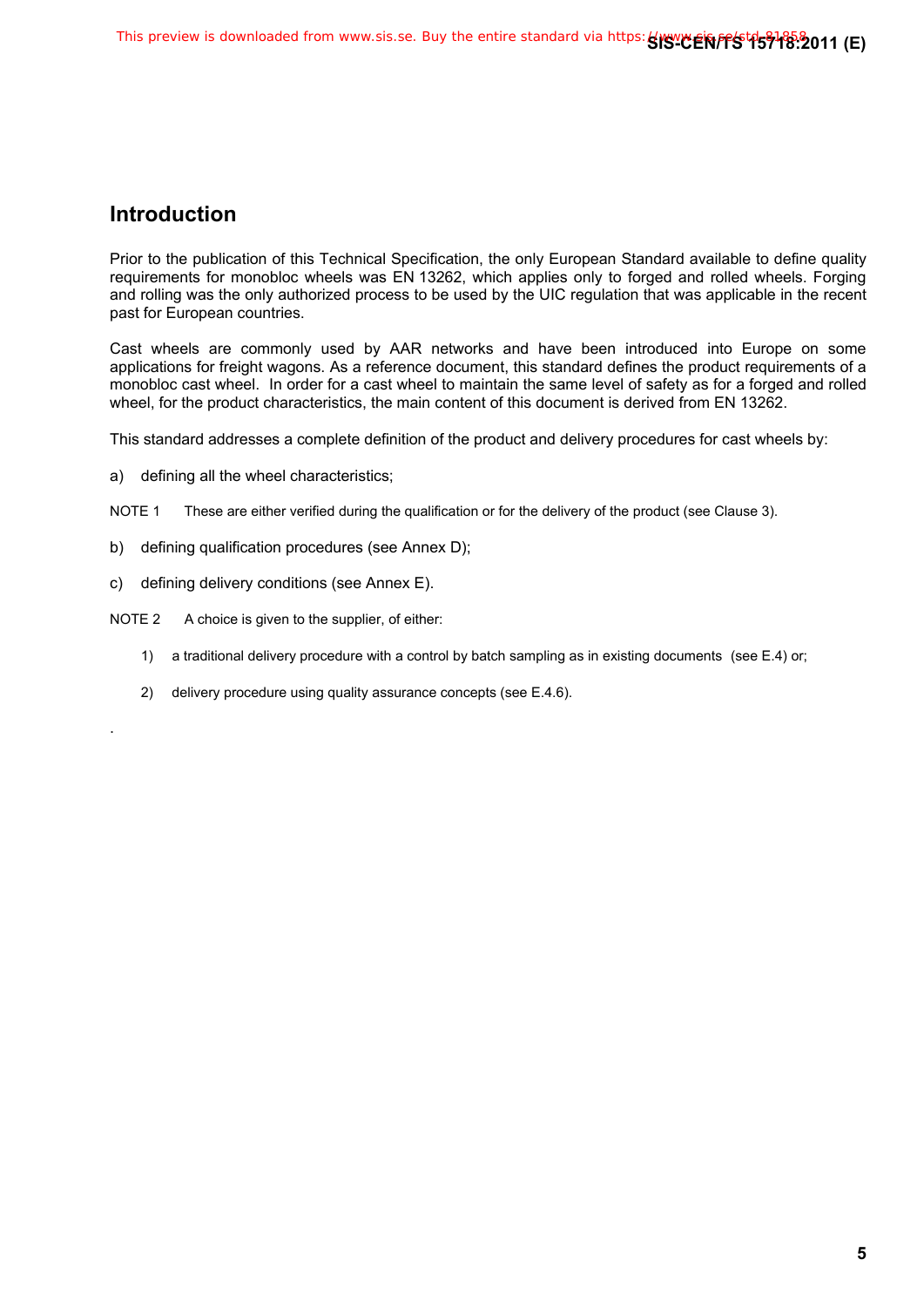## Introduction

Prior to the publication of this Technical Specification, the only European Standard available to define quality requirements for monobloc wheels was EN 13262, which applies only to forged and rolled wheels. Forging and rolling was the only authorized process to be used by the UIC regulation that was applicable in the recent past for European countries.

Cast wheels are commonly used by AAR networks and have been introduced into Europe on some applications for freight wagons. As a reference document, this standard defines the product requirements of a monobloc cast wheel. In order for a cast wheel to maintain the same level of safety as for a forged and rolled wheel, for the product characteristics, the main content of this document is derived from EN 13262.

This standard addresses a complete definition of the product and delivery procedures for cast wheels by:

a) defining all the wheel characteristics;

NOTE 1 These are either verified during the qualification or for the delivery of the product (see Clause 3).

b) defining qualification procedures (see Annex D);

c) defining delivery conditions (see Annex E).

NOTE 2 A choice is given to the supplier, of either:

1) a traditional delivery procedure with a control by batch sampling as in existing documents (see E.4) or;

2) delivery procedure using quality assurance concepts (see E.4.6).

.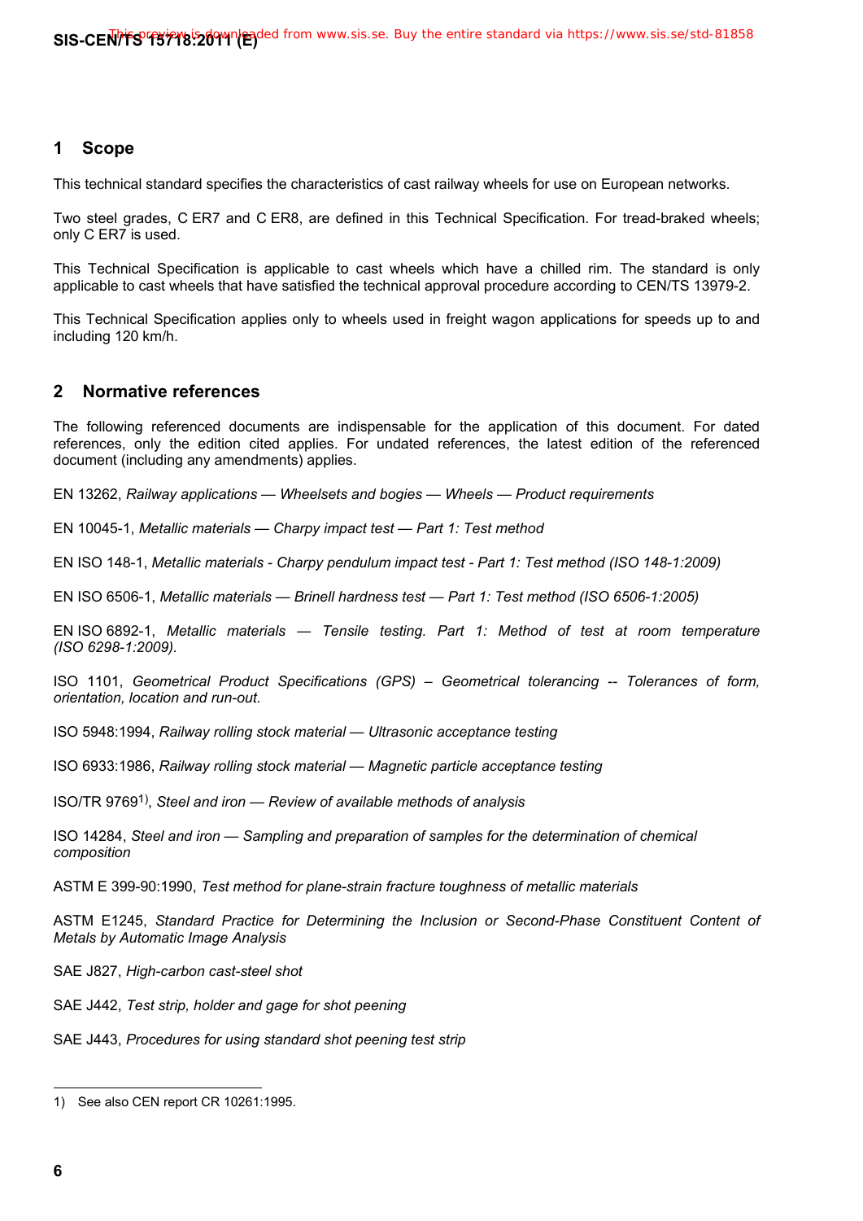## 1 Scope

This technical standard specifies the characteristics of cast railway wheels for use on European networks.

Two steel grades, C ER7 and C ER8, are defined in this Technical Specification. For tread-braked wheels; only C ER7 is used.

This Technical Specification is applicable to cast wheels which have a chilled rim. The standard is only applicable to cast wheels that have satisfied the technical approval procedure according to CEN/TS 13979-2.

This Technical Specification applies only to wheels used in freight wagon applications for speeds up to and including 120 km/h.

## 2 Normative references

The following referenced documents are indispensable for the application of this document. For dated references, only the edition cited applies. For undated references, the latest edition of the referenced document (including any amendments) applies.

EN 13262, *Railway applications — Wheelsets and bogies — Wheels — Product requirements*

EN 10045-1, *Metallic materials — Charpy impact test — Part 1: Test method*

EN ISO 148-1, *Metallic materials - Charpy pendulum impact test - Part 1: Test method (ISO 148-1:2009)*

EN ISO 6506-1, *Metallic materials — Brinell hardness test — Part 1: Test method (ISO 6506-1:2005)*

EN ISO 6892-1, *Metallic materials — Tensile testing. Part 1: Method of test at room temperature (ISO 6298-1:2009).*

ISO 1101, *Geometrical Product Specifications (GPS) – Geometrical tolerancing -- Tolerances of form, orientation, location and run-out.*

ISO 5948:1994, *Railway rolling stock material — Ultrasonic acceptance testing*

ISO 6933:1986, *Railway rolling stock material — Magnetic particle acceptance testing*

ISO/TR 9769[1)], *Steel and iron — Review of available methods of analysis*

ISO 14284, *Steel and iron — Sampling and preparation of samples for the determination of chemical composition*

ASTM E 399-90:1990, *Test method for plane-strain fracture toughness of metallic materials*

ASTM E1245, *Standard Practice for Determining the Inclusion or Second-Phase Constituent Content of Metals by Automatic Image Analysis*

SAE J827, *High-carbon cast-steel shot*

SAE J442, *Test strip, holder and gage for shot peening*

SAE J443, *Procedures for using standard shot peening test strip*

---

1) See also CEN report CR 10261:1995.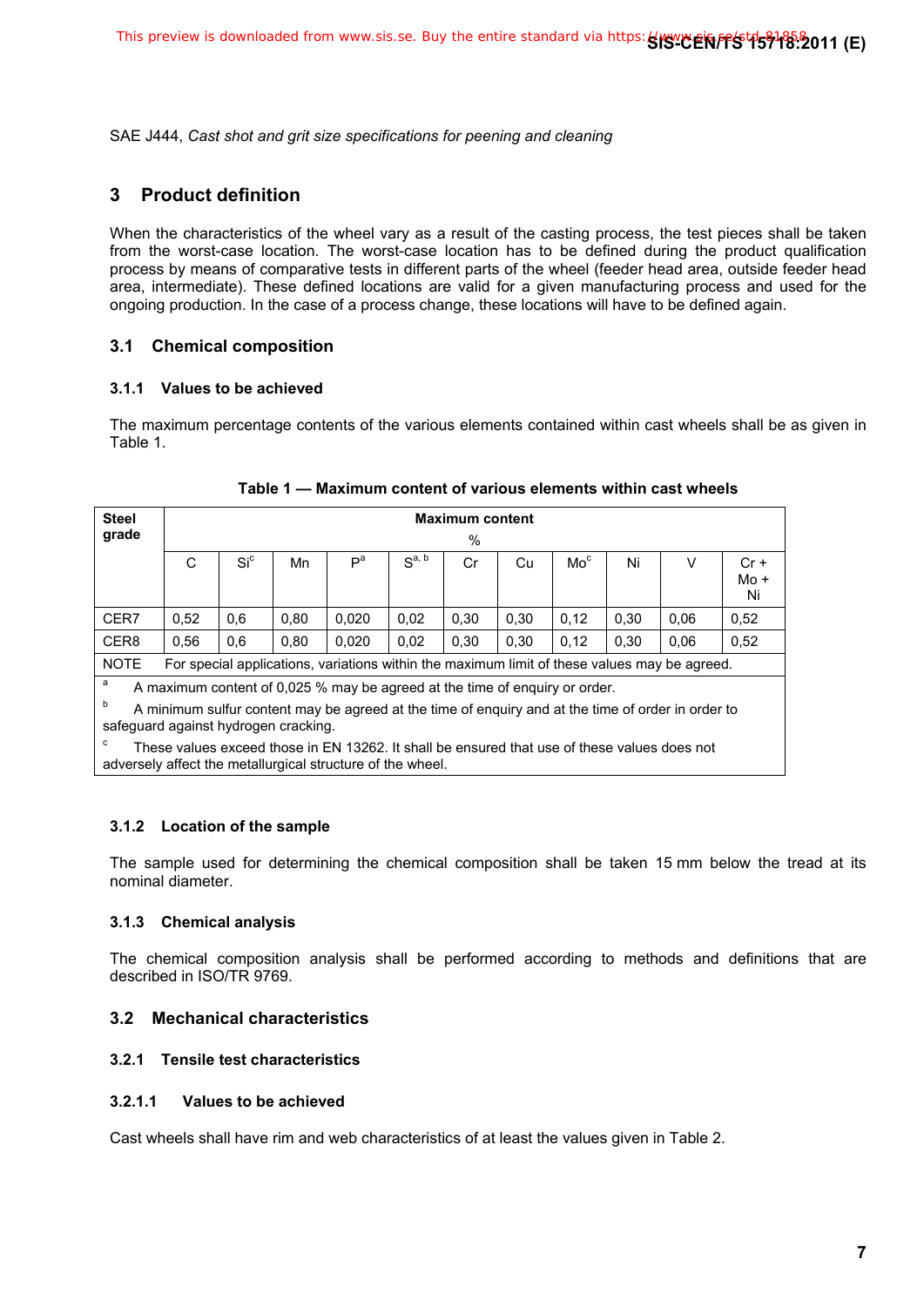SAE J444, *Cast shot and grit size specifications for peening and cleaning*

## 3 Product definition

When the characteristics of the wheel vary as a result of the casting process, the test pieces shall be taken from the worst-case location. The worst-case location has to be defined during the product qualification process by means of comparative tests in different parts of the wheel (feeder head area, outside feeder head area, intermediate). These defined locations are valid for a given manufacturing process and used for the ongoing production. In the case of a process change, these locations will have to be defined again.

### 3.1 Chemical composition

#### 3.1.1 Values to be achieved

The maximum percentage contents of the various elements contained within cast wheels shall be as given in Table 1.

**Table 1 — Maximum content of various elements within cast wheels**

| Steel grade | Maximum content % | | | | | | | | | |
|---|---|---|---|---|---|---|---|---|---|---|
| | C | Si[c] | Mn | P[a] | S[a, b] | Cr | Cu | Mo[c] | Ni | V | Cr + Mo + Ni |
| CER7 | 0,52 | 0,6 | 0,80 | 0,020 | 0,02 | 0,30 | 0,30 | 0,12 | 0,30 | 0,06 | 0,52 |
| CER8 | 0,56 | 0,6 | 0,80 | 0,020 | 0,02 | 0,30 | 0,30 | 0,12 | 0,30 | 0,06 | 0,52 |
| NOTE | For special applications, variations within the maximum limit of these values may be agreed. | | | | | | | | | | |

[a] A maximum content of 0,025 % may be agreed at the time of enquiry or order.

[b] A minimum sulfur content may be agreed at the time of enquiry and at the time of order in order to safeguard against hydrogen cracking.

[c] These values exceed those in EN 13262. It shall be ensured that use of these values does not adversely affect the metallurgical structure of the wheel.

#### 3.1.2 Location of the sample

The sample used for determining the chemical composition shall be taken 15 mm below the tread at its nominal diameter.

#### 3.1.3 Chemical analysis

The chemical composition analysis shall be performed according to methods and definitions that are described in ISO/TR 9769.

### 3.2 Mechanical characteristics

#### 3.2.1 Tensile test characteristics

##### 3.2.1.1 Values to be achieved

Cast wheels shall have rim and web characteristics of at least the values given in Table 2.